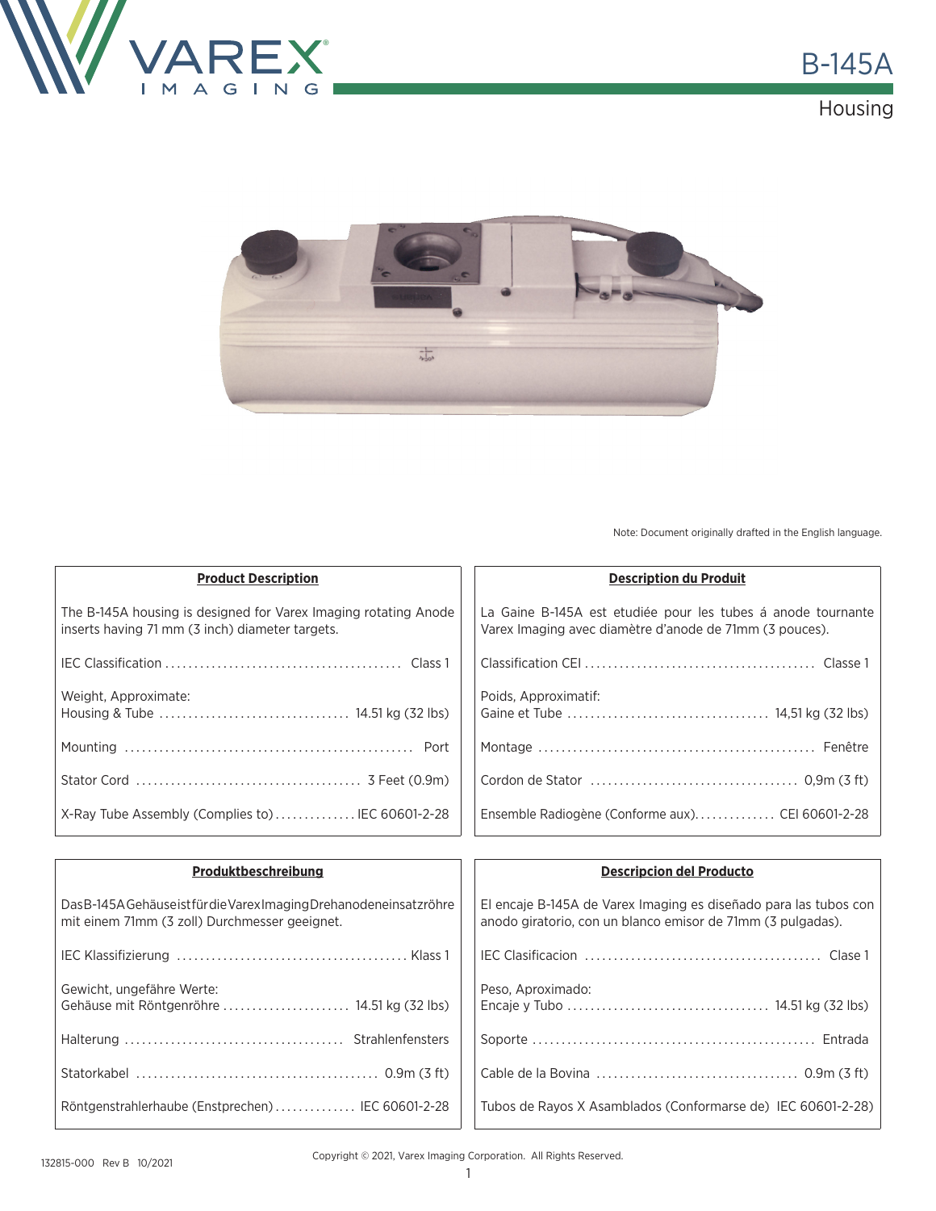# B-145A

## Housing

Note: Document originally drafted in the English language.

**Product Description**

The B-145A housing is designed for Varex Imaging rotating Anode inserts having 71 mm (3 inch) diameter targets.

| | |
|---|---|
| IEC Classification | Class 1 |
| Weight, Approximate: Housing & Tube | 14.51 kg (32 lbs) |
| Mounting | Port |
| Stator Cord | 3 Feet (0.9m) |
| X-Ray Tube Assembly (Complies to) | IEC 60601-2-28 |

**Description du Produit**

La Gaine B-145A est etudiée pour les tubes á anode tournante Varex Imaging avec diamètre d'anode de 71mm (3 pouces).

| | |
|---|---|
| Classification CEI | Classe 1 |
| Poids, Approximatif: Gaine et Tube | 14,51 kg (32 lbs) |
| Montage | Fenêtre |
| Cordon de Stator | 0,9m (3 ft) |
| Ensemble Radiogène (Conforme aux) | CEI 60601-2-28 |

**Produktbeschreibung**

Das B-145A Gehäuse ist für die Varex Imaging Drehanodeneinsatzröhre mit einem 71mm (3 zoll) Durchmesser geeignet.

| | |
|---|---|
| IEC Klassifizierung | Klass 1 |
| Gewicht, ungefähre Werte: Gehäuse mit Röntgenröhre | 14.51 kg (32 lbs) |
| Halterung | Strahlenfensters |
| Statorkabel | 0.9m (3 ft) |
| Röntgenstrahlerhaube (Enstprechen) | IEC 60601-2-28 |

**Descripcion del Producto**

El encaje B-145A de Varex Imaging es diseñado para las tubos con anodo giratorio, con un blanco emisor de 71mm (3 pulgadas).

| | |
|---|---|
| IEC Clasificacion | Clase 1 |
| Peso, Aproximado: Encaje y Tubo | 14.51 kg (32 lbs) |
| Soporte | Entrada |
| Cable de la Bovina | 0.9m (3 ft) |
| Tubos de Rayos X Asamblados (Conformarse de) | IEC 60601-2-28) |

132815-000 Rev B 10/2021

Copyright © 2021, Varex Imaging Corporation. All Rights Reserved.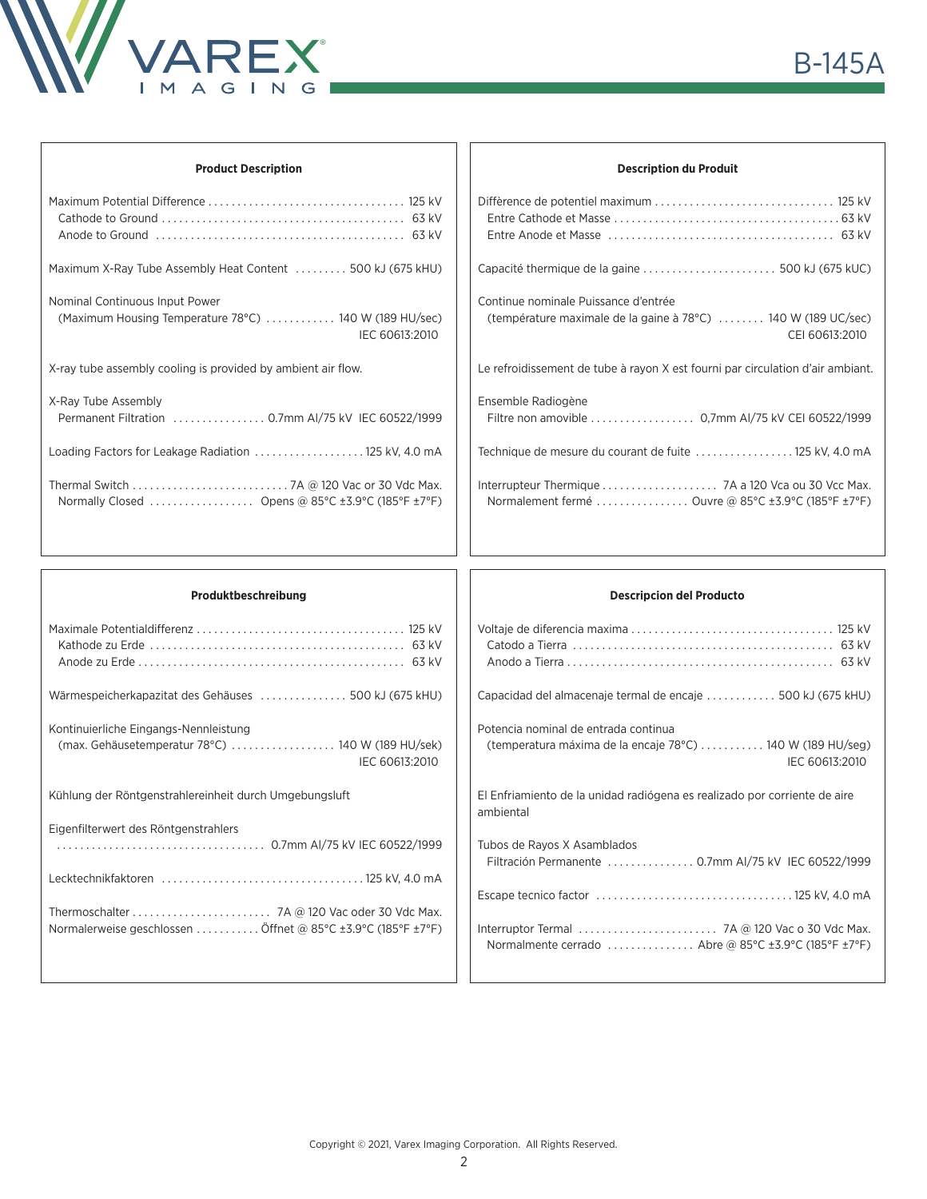### Product Description

Maximum Potential Difference .................................. 125 kV
Cathode to Ground .......................................... 63 kV
Anode to Ground .......................................... 63 kV

Maximum X-Ray Tube Assembly Heat Content ......... 500 kJ (675 kHU)

Nominal Continuous Input Power
(Maximum Housing Temperature 78°C) ............ 140 W (189 HU/sec)
IEC 60613:2010

X-ray tube assembly cooling is provided by ambient air flow.

X-Ray Tube Assembly
Permanent Filtration ................ 0.7mm Al/75 kV IEC 60522/1999

Loading Factors for Leakage Radiation ................... 125 kV, 4.0 mA

Thermal Switch ........................... 7A @ 120 Vac or 30 Vdc Max.
Normally Closed .................. Opens @ 85°C ±3.9°C (185°F ±7°F)

### Description du Produit

Diffèrence de potentiel maximum ............................... 125 kV
Entre Cathode et Masse ...................................... 63 kV
Entre Anode et Masse ....................................... 63 kV

Capacité thermique de la gaine ....................... 500 kJ (675 kUC)

Continue nominale Puissance d'entrée
(température maximale de la gaine à 78°C) ........ 140 W (189 UC/sec)
CEI 60613:2010

Le refroidissement de tube à rayon X est fourni par circulation d'air ambiant.

Ensemble Radiogène
Filtre non amovible .................. 0,7mm Al/75 kV CEI 60522/1999

Technique de mesure du courant de fuite ................. 125 kV, 4.0 mA

Interrupteur Thermique .................... 7A a 120 Vca ou 30 Vcc Max.
Normalement fermé ................ Ouvre @ 85°C ±3.9°C (185°F ±7°F)

### Produktbeschreibung

Maximale Potentialdifferenz ................................... 125 kV
Kathode zu Erde ........................................... 63 kV
Anode zu Erde ............................................. 63 kV

Wärmespeicherkapazitat des Gehäuses ............... 500 kJ (675 kHU)

Kontinuierliche Eingangs-Nennleistung
(max. Gehäusetemperatur 78°C) .................. 140 W (189 HU/sek)
IEC 60613:2010

Kühlung der Röntgenstrahlereinheit durch Umgebungsluft

Eigenfilterwert des Röntgenstrahlers
.................................... 0.7mm Al/75 kV IEC 60522/1999

Lecktechnikfaktoren .................................. 125 kV, 4.0 mA

Thermoschalter ........................ 7A @ 120 Vac oder 30 Vdc Max.
Normalerweise geschlossen ........... Öffnet @ 85°C ±3.9°C (185°F ±7°F)

### Descripcion del Producto

Voltaje de diferencia maxima .................................. 125 kV
Catodo a Tierra ............................................ 63 kV
Anodo a Tierra ............................................. 63 kV

Capacidad del almacenaje termal de encaje ............ 500 kJ (675 kHU)

Potencia nominal de entrada continua
(temperatura máxima de la encaje 78°C) ........... 140 W (189 HU/seg)
IEC 60613:2010

El Enfriamiento de la unidad radiógena es realizado por corriente de aire ambiental

Tubos de Rayos X Asamblados
Filtración Permanente ............... 0.7mm Al/75 kV IEC 60522/1999

Escape tecnico factor .................................. 125 kV, 4.0 mA

Interruptor Termal ........................ 7A @ 120 Vac o 30 Vdc Max.
Normalmente cerrado ............... Abre @ 85°C ±3.9°C (185°F ±7°F)

Copyright © 2021, Varex Imaging Corporation. All Rights Reserved.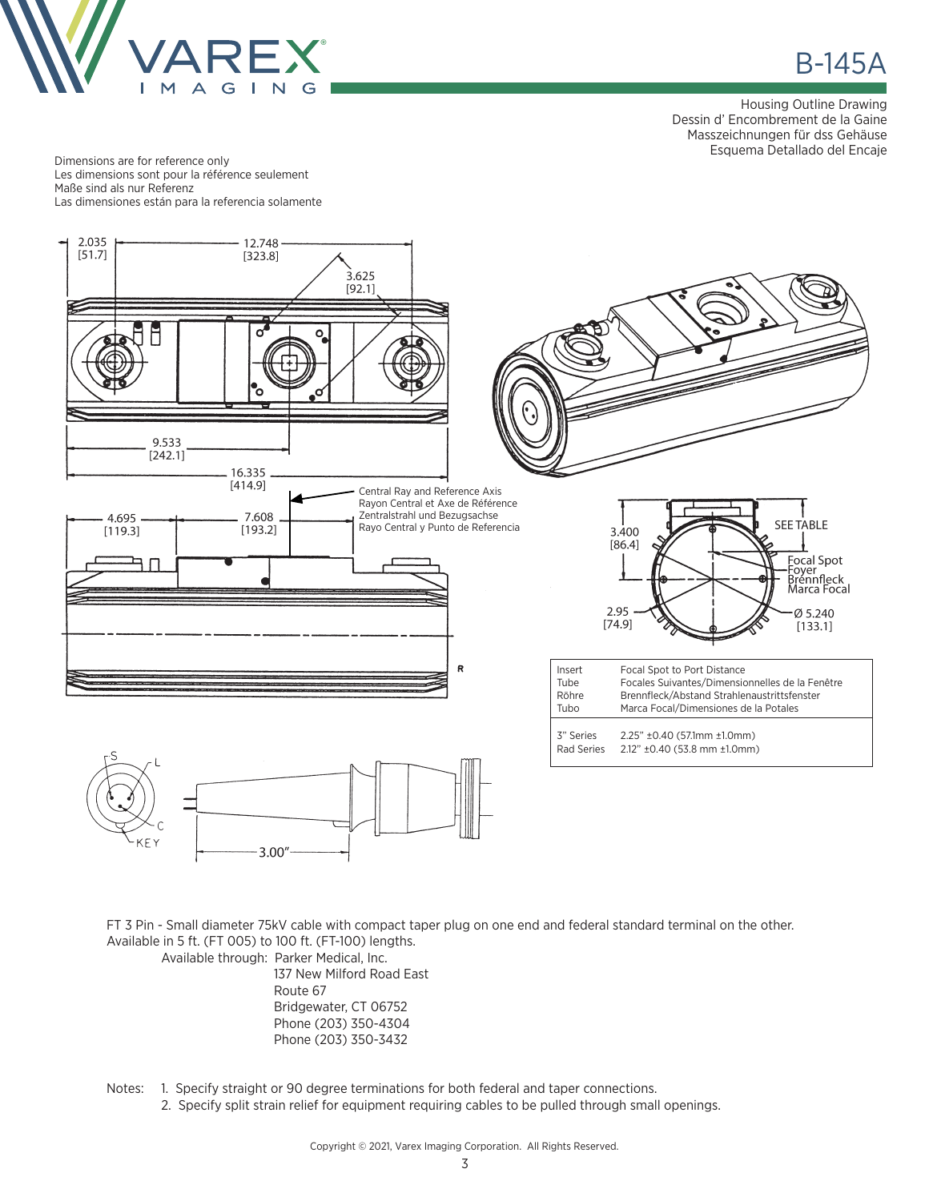# B-145A

Housing Outline Drawing
Dessin d' Encombrement de la Gaine
Masszeichnungen für dss Gehäuse
Esquema Detallado del Encaje

Dimensions are for reference only
Les dimensions sont pour la référence seulement
Maße sind als nur Referenz
Las dimensiones están para la referencia solamente

2.035 [51.7]
12.748 [323.8]
3.625 [92.1]
9.533 [242.1]
16.335 [414.9]
4.695 [119.3]
7.608 [193.2]

Central Ray and Reference Axis
Rayon Central et Axe de Référence
Zentralstrahl und Bezugsachse
Rayo Central y Punto de Referencia

3.400 [86.4]
SEE TABLE
Focal Spot
Foyer
Brennfleck
Marca Focal
2.95 [74.9]
Ø 5.240 [133.1]

| Insert<br>Tube<br>Röhre<br>Tubo | Focal Spot to Port Distance<br>Focales Suivantes/Dimensionnelles de la Fenêtre<br>Brennfleck/Abstand Strahlenaustrittsfenster<br>Marca Focal/Dimensiones de la Potales |
|---|---|
| 3" Series | 2.25" ±0.40 (57.1mm ±1.0mm) |
| Rad Series | 2.12" ±0.40 (53.8 mm ±1.0mm) |

S L C KEY
3.00"

FT 3 Pin - Small diameter 75kV cable with compact taper plug on one end and federal standard terminal on the other. Available in 5 ft. (FT 005) to 100 ft. (FT-100) lengths.

Available through: Parker Medical, Inc.
137 New Milford Road East
Route 67
Bridgewater, CT 06752
Phone (203) 350-4304
Phone (203) 350-3432

Notes:
1. Specify straight or 90 degree terminations for both federal and taper connections.
2. Specify split strain relief for equipment requiring cables to be pulled through small openings.

Copyright © 2021, Varex Imaging Corporation. All Rights Reserved.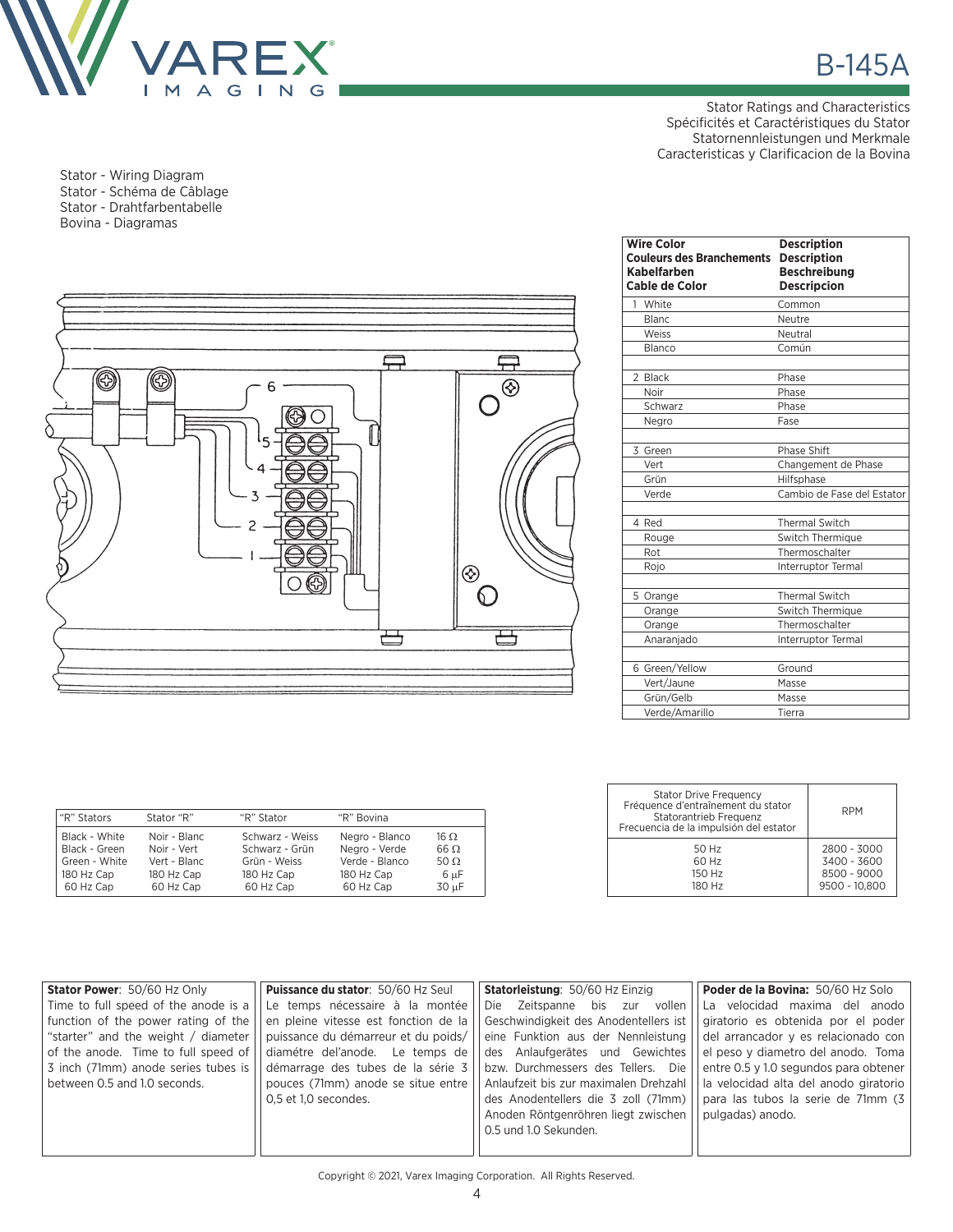# B-145A

Stator Ratings and Characteristics
Spécificités et Caractéristiques du Stator
Statornennleistungen und Merkmale
Caracteristicas y Clarificacion de la Bovina

Stator - Wiring Diagram
Stator - Schéma de Câblage
Stator - Drahtfarbentabelle
Bovina - Diagramas

| Wire Color / Couleurs des Branchements / Kabelfarben / Cable de Color | Description / Description / Beschreibung / Descripcion |
|---|---|
| 1 White | Common |
| Blanc | Neutre |
| Weiss | Neutral |
| Blanco | Común |
| | |
| 2 Black | Phase |
| Noir | Phase |
| Schwarz | Phase |
| Negro | Fase |
| | |
| 3 Green | Phase Shift |
| Vert | Changement de Phase |
| Grün | Hilfsphase |
| Verde | Cambio de Fase del Estator |
| | |
| 4 Red | Thermal Switch |
| Rouge | Switch Thermique |
| Rot | Thermoschalter |
| Rojo | Interruptor Termal |
| | |
| 5 Orange | Thermal Switch |
| Orange | Switch Thermique |
| Orange | Thermoschalter |
| Anaranjado | Interruptor Termal |
| | |
| 6 Green/Yellow | Ground |
| Vert/Jaune | Masse |
| Grün/Gelb | Masse |
| Verde/Amarillo | Tierra |

| "R" Stators | Stator "R" | "R" Stator | "R" Bovina | |
|---|---|---|---|---|
| Black - White | Noir - Blanc | Schwarz - Weiss | Negro - Blanco | 16 Ω |
| Black - Green | Noir - Vert | Schwarz - Grün | Negro - Verde | 66 Ω |
| Green - White | Vert - Blanc | Grün - Weiss | Verde - Blanco | 50 Ω |
| 180 Hz Cap | 180 Hz Cap | 180 Hz Cap | 180 Hz Cap | 6 μF |
| 60 Hz Cap | 60 Hz Cap | 60 Hz Cap | 60 Hz Cap | 30 μF |

| Stator Drive Frequency / Fréquence d'entraînement du stator / Statorantrieb Frequenz / Frecuencia de la impulsión del estator | RPM |
|---|---|
| 50 Hz | 2800 - 3000 |
| 60 Hz | 3400 - 3600 |
| 150 Hz | 8500 - 9000 |
| 180 Hz | 9500 - 10,800 |

**Stator Power**: 50/60 Hz Only
Time to full speed of the anode is a function of the power rating of the "starter" and the weight / diameter of the anode. Time to full speed of 3 inch (71mm) anode series tubes is between 0.5 and 1.0 seconds.

**Puissance du stator**: 50/60 Hz Seul
Le temps nécessaire à la montée en pleine vitesse est fonction de la puissance du démarreur et du poids/ diamétre del'anode. Le temps de démarrage des tubes de la série 3 pouces (71mm) anode se situe entre 0,5 et 1,0 secondes.

**Statorleistung**: 50/60 Hz Einzig
Die Zeitspanne bis zur vollen Geschwindigkeit des Anodentellers ist eine Funktion aus der Nennleistung des Anlaufgerätes und Gewichtes bzw. Durchmessers des Tellers. Die Anlaufzeit bis zur maximalen Drehzahl des Anodentellers die 3 zoll (71mm) Anoden Röntgenröhren liegt zwischen 0.5 und 1.0 Sekunden.

**Poder de la Bovina:** 50/60 Hz Solo
La velocidad maxima del anodo giratorio es obtenida por el poder del arrancador y es relacionado con el peso y diametro del anodo. Toma entre 0.5 y 1.0 segundos para obtener la velocidad alta del anodo giratorio para las tubos la serie de 71mm (3 pulgadas) anodo.

Copyright © 2021, Varex Imaging Corporation. All Rights Reserved.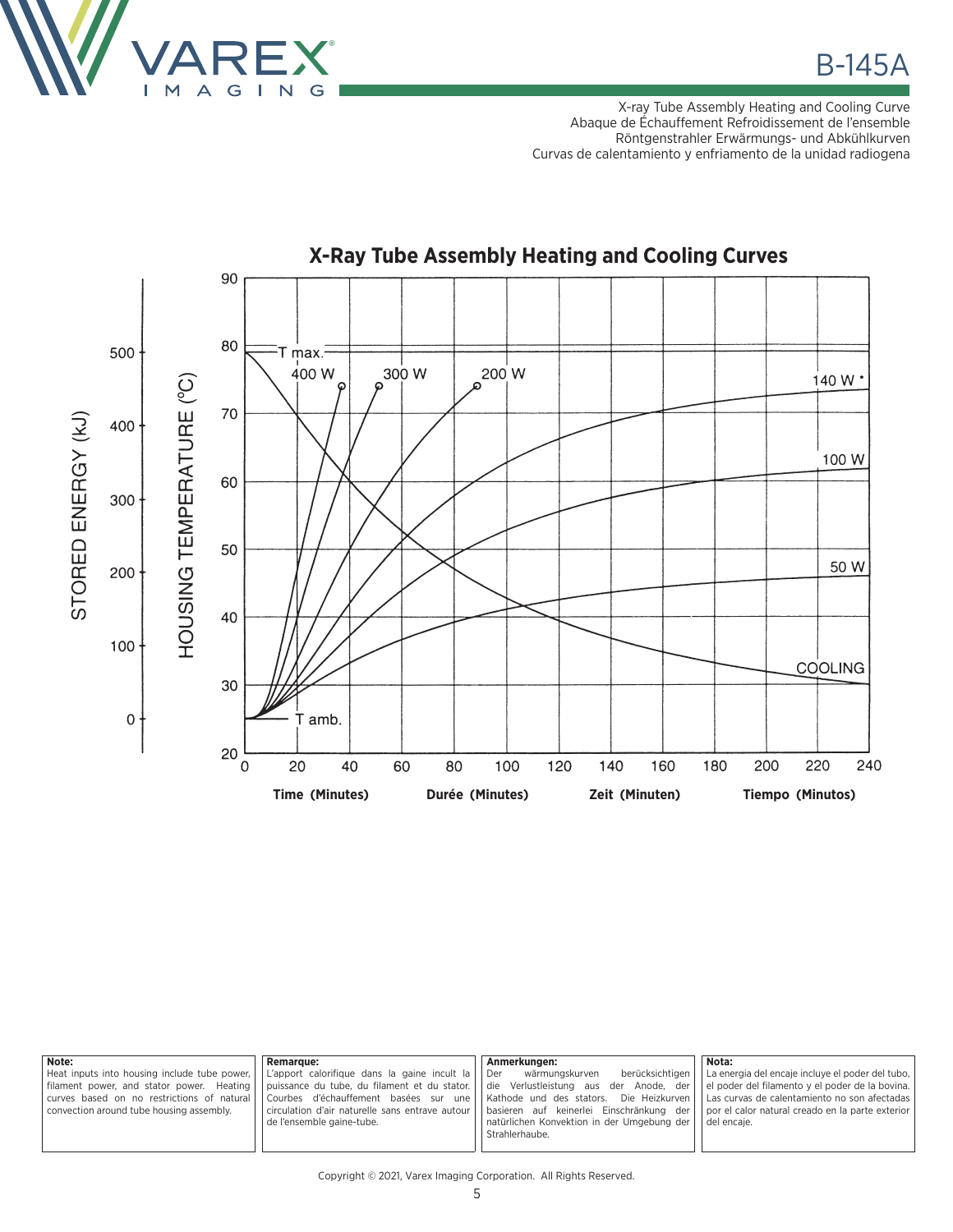B-145A

X-ray Tube Assembly Heating and Cooling Curve
Abaque de Échauffement Refroidissement de l'ensemble
Röntgenstrahler Erwärmungs- und Abkühlkurven
Curvas de calentamiento y enfriamiento de la unidad radiogena

## X-Ray Tube Assembly Heating and Cooling Curves

STORED ENERGY (kJ): 0, 100, 200, 300, 400, 500

HOUSING TEMPERATURE (°C): 20, 30, 40, 50, 60, 70, 80, 90

T max.; T amb.; 400 W; 300 W; 200 W; 140 W *; 100 W; 50 W; COOLING

0, 20, 40, 60, 80, 100, 120, 140, 160, 180, 200, 220, 240

**Time (Minutes)** **Durée (Minutes)** **Zeit (Minuten)** **Tiempo (Minutos)**

**Note:**
Heat inputs into housing include tube power, filament power, and stator power. Heating curves based on no restrictions of natural convection around tube housing assembly.

**Remarque:**
L'apport calorifique dans la gaine incult la puissance du tube, du filament et du stator. Courbes d'échauffement basées sur une circulation d'air naturelle sans entrave autour de l'ensemble gaine-tube.

**Anmerkungen:**
Der wärmungskurven berücksichtigen die Verlustleistung aus der Anode, der Kathode und des stators. Die Heizkurven basieren auf keinerlei Einschränkung der natürlichen Konvektion in der Umgebung der Strahlerhaube.

**Nota:**
La energia del encaje incluye el poder del tubo, el poder del filamento y el poder de la bovina. Las curvas de calentamiento no son afectadas por el calor natural creado en la parte exterior del encaje.

Copyright © 2021, Varex Imaging Corporation. All Rights Reserved.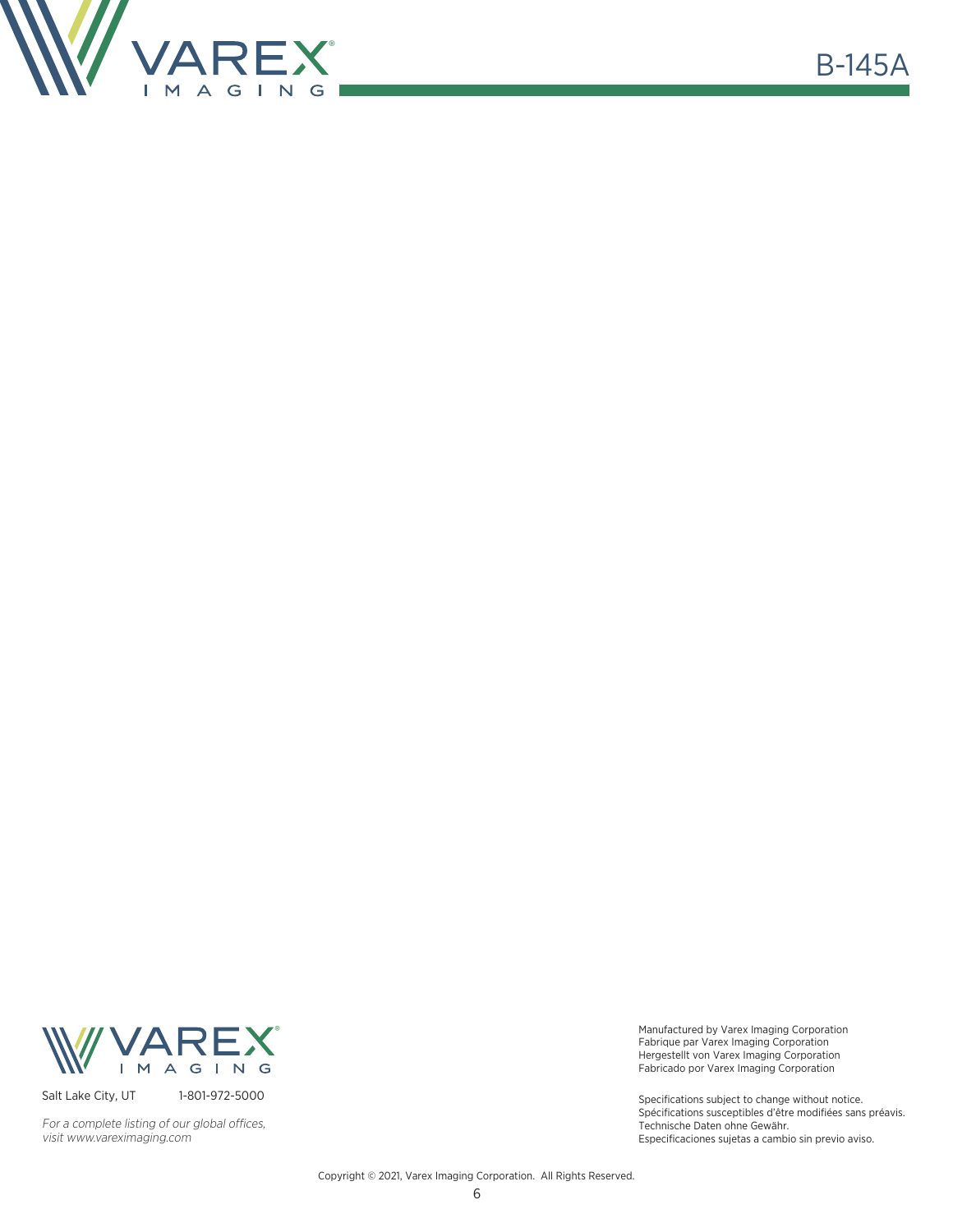VAREX IMAGING

Salt Lake City, UT 1-801-972-5000

*For a complete listing of our global offices, visit www.vareximaging.com*

Manufactured by Varex Imaging Corporation
Fabrique par Varex Imaging Corporation
Hergestellt von Varex Imaging Corporation
Fabricado por Varex Imaging Corporation

Specifications subject to change without notice.
Spécifications susceptibles d'être modifiées sans préavis.
Technische Daten ohne Gewähr.
Especificaciones sujetas a cambio sin previo aviso.

Copyright © 2021, Varex Imaging Corporation. All Rights Reserved.